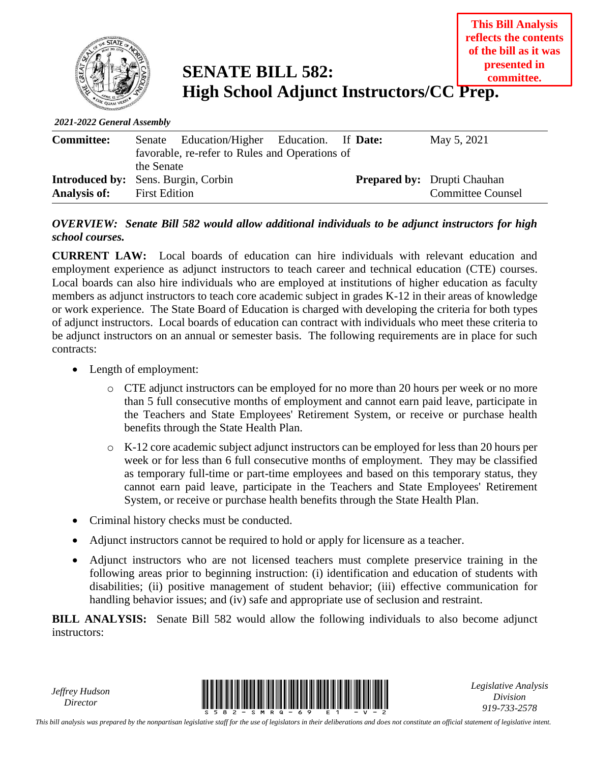This Bill Analysis reflects the contents of the bill as it was presented in committee.

# SENATE BILL 582: High School Adjunct Instructors/CC Prep.

*2021-2022 General Assembly*

| | | | |
|---|---|---|---|
| **Committee:** | Senate Education/Higher Education. If favorable, re-refer to Rules and Operations of the Senate | **Date:** | May 5, 2021 |
| **Introduced by:** | Sens. Burgin, Corbin | **Prepared by:** | Drupti Chauhan |
| **Analysis of:** | First Edition | | Committee Counsel |

***OVERVIEW: Senate Bill 582 would allow additional individuals to be adjunct instructors for high school courses.***

**CURRENT LAW:** Local boards of education can hire individuals with relevant education and employment experience as adjunct instructors to teach career and technical education (CTE) courses. Local boards can also hire individuals who are employed at institutions of higher education as faculty members as adjunct instructors to teach core academic subject in grades K-12 in their areas of knowledge or work experience. The State Board of Education is charged with developing the criteria for both types of adjunct instructors. Local boards of education can contract with individuals who meet these criteria to be adjunct instructors on an annual or semester basis. The following requirements are in place for such contracts:

- Length of employment:
  - CTE adjunct instructors can be employed for no more than 20 hours per week or no more than 5 full consecutive months of employment and cannot earn paid leave, participate in the Teachers and State Employees' Retirement System, or receive or purchase health benefits through the State Health Plan.
  - K-12 core academic subject adjunct instructors can be employed for less than 20 hours per week or for less than 6 full consecutive months of employment. They may be classified as temporary full-time or part-time employees and based on this temporary status, they cannot earn paid leave, participate in the Teachers and State Employees' Retirement System, or receive or purchase health benefits through the State Health Plan.
- Criminal history checks must be conducted.
- Adjunct instructors cannot be required to hold or apply for licensure as a teacher.
- Adjunct instructors who are not licensed teachers must complete preservice training in the following areas prior to beginning instruction: (i) identification and education of students with disabilities; (ii) positive management of student behavior; (iii) effective communication for handling behavior issues; and (iv) safe and appropriate use of seclusion and restraint.

**BILL ANALYSIS:** Senate Bill 582 would allow the following individuals to also become adjunct instructors:

*Jeffrey Hudson*
*Director*

*Legislative Analysis Division*
*919-733-2578*

*This bill analysis was prepared by the nonpartisan legislative staff for the use of legislators in their deliberations and does not constitute an official statement of legislative intent.*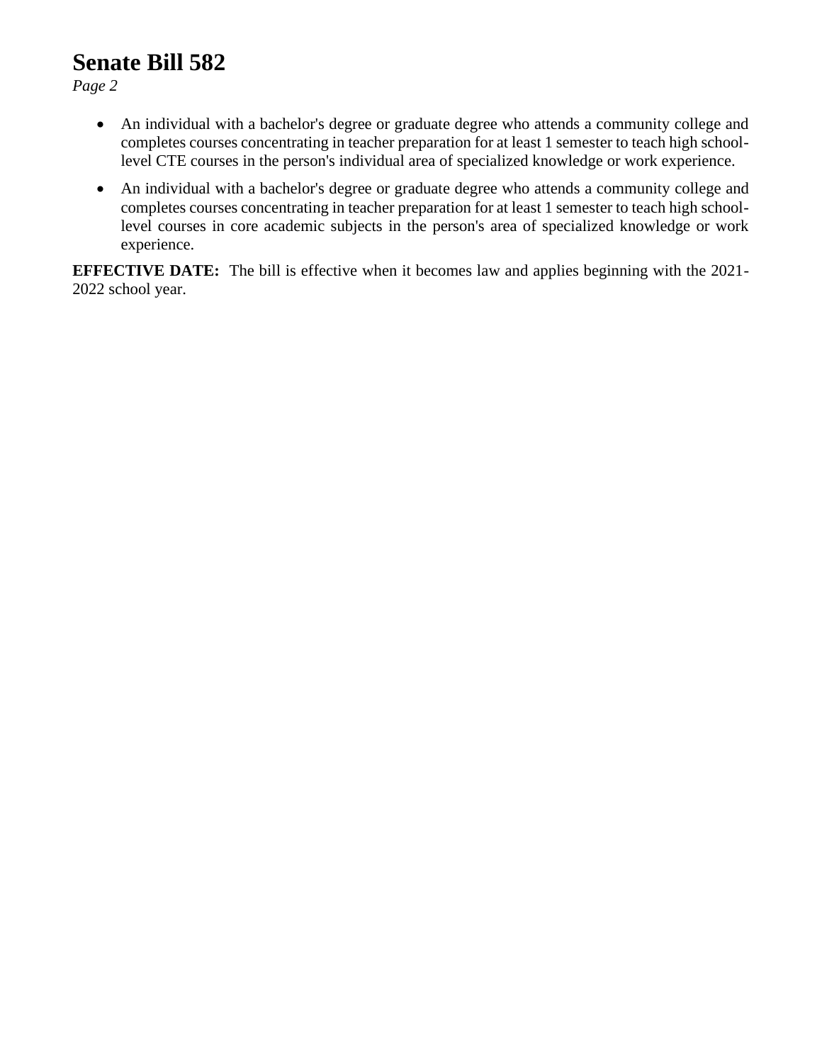- An individual with a bachelor's degree or graduate degree who attends a community college and completes courses concentrating in teacher preparation for at least 1 semester to teach high school-level CTE courses in the person's individual area of specialized knowledge or work experience.
- An individual with a bachelor's degree or graduate degree who attends a community college and completes courses concentrating in teacher preparation for at least 1 semester to teach high school-level courses in core academic subjects in the person's area of specialized knowledge or work experience.

**EFFECTIVE DATE:** The bill is effective when it becomes law and applies beginning with the 2021-2022 school year.